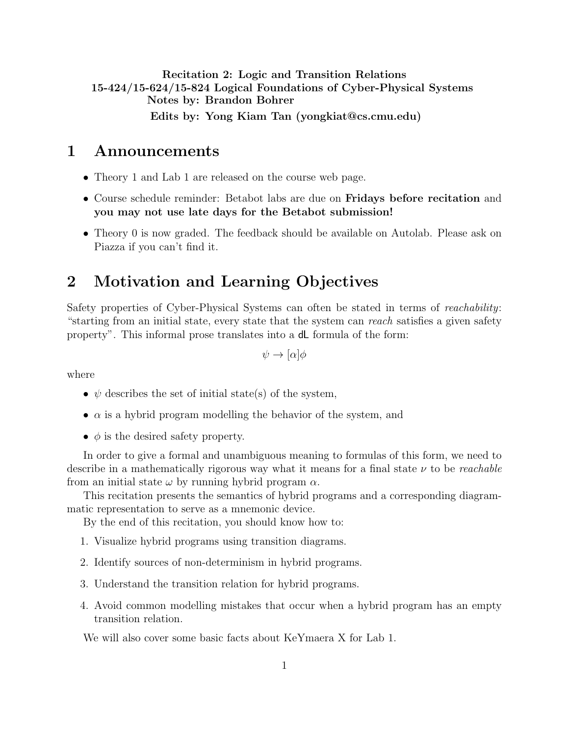**Recitation 2: Logic and Transition Relations**
**15-424/15-624/15-824 Logical Foundations of Cyber-Physical Systems**
**Notes by: Brandon Bohrer**
**Edits by: Yong Kiam Tan (yongkiat@cs.cmu.edu)**

# 1 Announcements

- Theory 1 and Lab 1 are released on the course web page.
- Course schedule reminder: Betabot labs are due on **Fridays before recitation** and **you may not use late days for the Betabot submission!**
- Theory 0 is now graded. The feedback should be available on Autolab. Please ask on Piazza if you can't find it.

# 2 Motivation and Learning Objectives

Safety properties of Cyber-Physical Systems can often be stated in terms of *reachability*: "starting from an initial state, every state that the system can *reach* satisfies a given safety property". This informal prose translates into a dL formula of the form:

$$\psi \to [\alpha]\phi$$

where

- $\psi$ describes the set of initial state(s) of the system,
- $\alpha$ is a hybrid program modelling the behavior of the system, and
- $\phi$ is the desired safety property.

In order to give a formal and unambiguous meaning to formulas of this form, we need to describe in a mathematically rigorous way what it means for a final state $\nu$ to be *reachable* from an initial state $\omega$ by running hybrid program $\alpha$.

This recitation presents the semantics of hybrid programs and a corresponding diagrammatic representation to serve as a mnemonic device.

By the end of this recitation, you should know how to:

1. Visualize hybrid programs using transition diagrams.
2. Identify sources of non-determinism in hybrid programs.
3. Understand the transition relation for hybrid programs.
4. Avoid common modelling mistakes that occur when a hybrid program has an empty transition relation.

We will also cover some basic facts about KeYmaera X for Lab 1.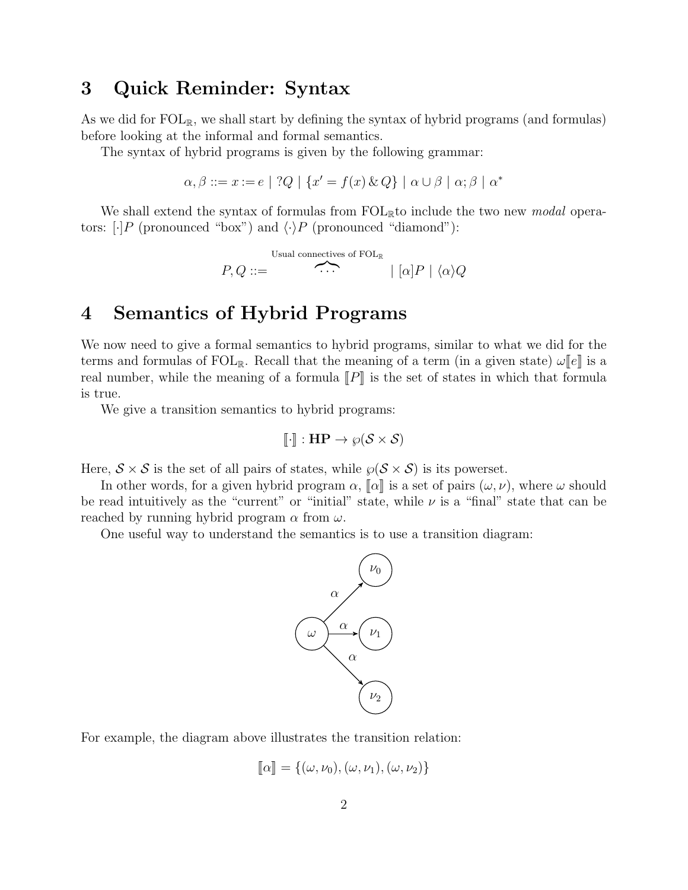# 3 Quick Reminder: Syntax

As we did for $\mathrm{FOL}_{\mathbb{R}}$, we shall start by defining the syntax of hybrid programs (and formulas) before looking at the informal and formal semantics.

The syntax of hybrid programs is given by the following grammar:

$$\alpha, \beta ::= x := e \mid ?Q \mid \{x' = f(x) \,\&\, Q\} \mid \alpha \cup \beta \mid \alpha; \beta \mid \alpha^*$$

We shall extend the syntax of formulas from $\mathrm{FOL}_{\mathbb{R}}$to include the two new *modal* operators: $[\cdot]P$ (pronounced "box") and $\langle\cdot\rangle P$ (pronounced "diamond"):

$$P, Q ::= \overbrace{\cdots}^{\text{Usual connectives of } \mathrm{FOL}_{\mathbb{R}}} \mid [\alpha]P \mid \langle\alpha\rangle Q$$

# 4 Semantics of Hybrid Programs

We now need to give a formal semantics to hybrid programs, similar to what we did for the terms and formulas of $\mathrm{FOL}_{\mathbb{R}}$. Recall that the meaning of a term (in a given state) $\omega[\![e]\!]$ is a real number, while the meaning of a formula $[\![P]\!]$ is the set of states in which that formula is true.

We give a transition semantics to hybrid programs:

$$[\![\cdot]\!] : \mathbf{HP} \to \wp(\mathcal{S} \times \mathcal{S})$$

Here, $\mathcal{S} \times \mathcal{S}$ is the set of all pairs of states, while $\wp(\mathcal{S} \times \mathcal{S})$ is its powerset.

In other words, for a given hybrid program $\alpha$, $[\![\alpha]\!]$ is a set of pairs $(\omega, \nu)$, where $\omega$ should be read intuitively as the "current" or "initial" state, while $\nu$ is a "final" state that can be reached by running hybrid program $\alpha$ from $\omega$.

One useful way to understand the semantics is to use a transition diagram:

```
            ν0
          ↗ α
    ω  —α→  ν1
          ↘ α
            ν2
```

For example, the diagram above illustrates the transition relation:

$$[\![\alpha]\!] = \{(\omega, \nu_0), (\omega, \nu_1), (\omega, \nu_2)\}$$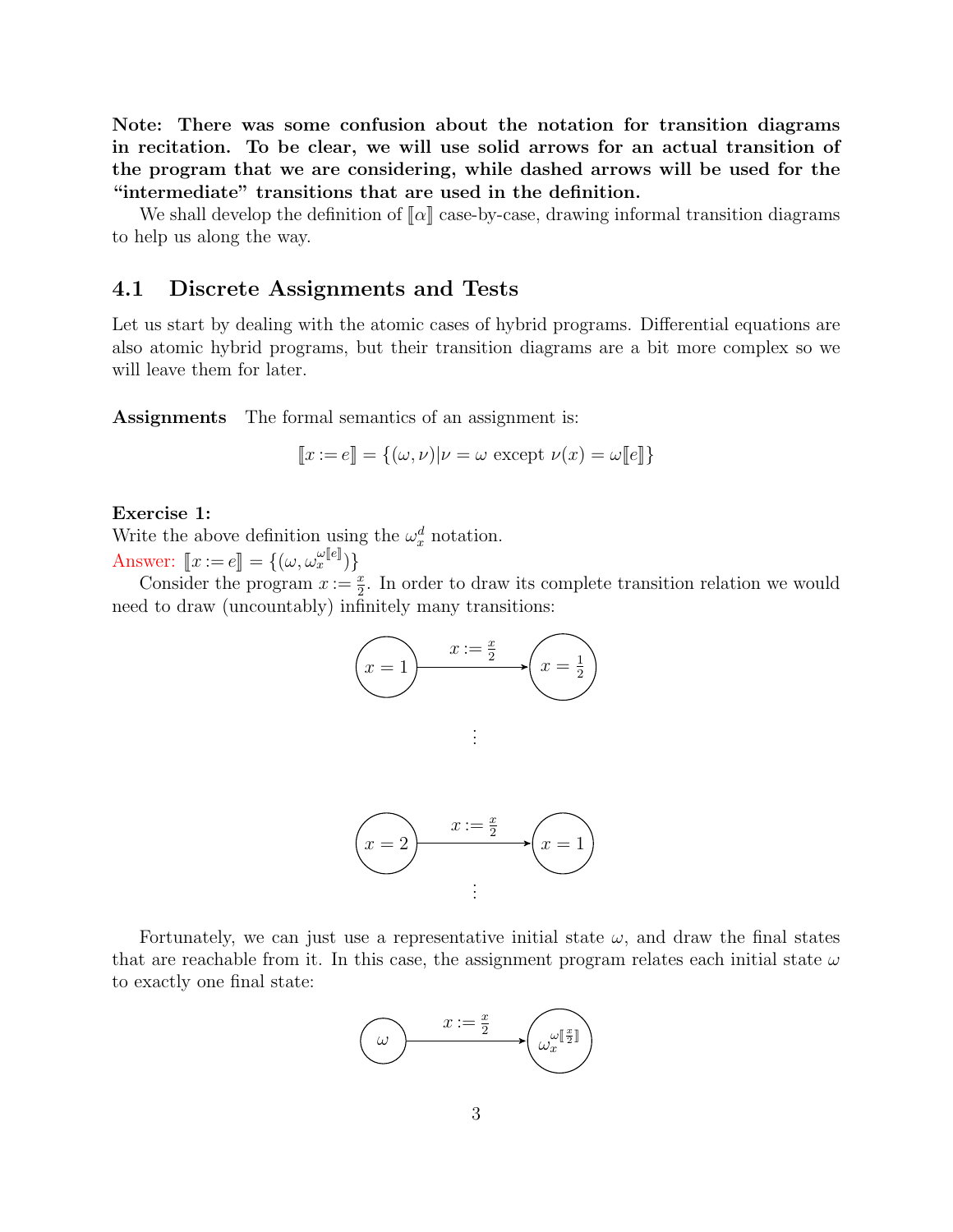**Note: There was some confusion about the notation for transition diagrams in recitation. To be clear, we will use solid arrows for an actual transition of the program that we are considering, while dashed arrows will be used for the "intermediate" transitions that are used in the definition.**

We shall develop the definition of $[\![\alpha]\!]$ case-by-case, drawing informal transition diagrams to help us along the way.

## 4.1 Discrete Assignments and Tests

Let us start by dealing with the atomic cases of hybrid programs. Differential equations are also atomic hybrid programs, but their transition diagrams are a bit more complex so we will leave them for later.

**Assignments** The formal semantics of an assignment is:

$$[\![x := e]\!] = \{(\omega, \nu) | \nu = \omega \text{ except } \nu(x) = \omega[\![e]\!]\}$$

**Exercise 1:**
Write the above definition using the $\omega_x^d$ notation.
Answer: $[\![x := e]\!] = \{(\omega, \omega_x^{\omega[\![e]\!]})\}$

Consider the program $x := \frac{x}{2}$. In order to draw its complete transition relation we would need to draw (uncountably) infinitely many transitions:

$$(x = 1) \xrightarrow{x := \frac{x}{2}} (x = \tfrac{1}{2})$$

$$\vdots$$

$$(x = 2) \xrightarrow{x := \frac{x}{2}} (x = 1)$$

$$\vdots$$

Fortunately, we can just use a representative initial state $\omega$, and draw the final states that are reachable from it. In this case, the assignment program relates each initial state $\omega$ to exactly one final state:

$$(\omega) \xrightarrow{x := \frac{x}{2}} (\omega_x^{\omega[\![\frac{x}{2}]\!]})$$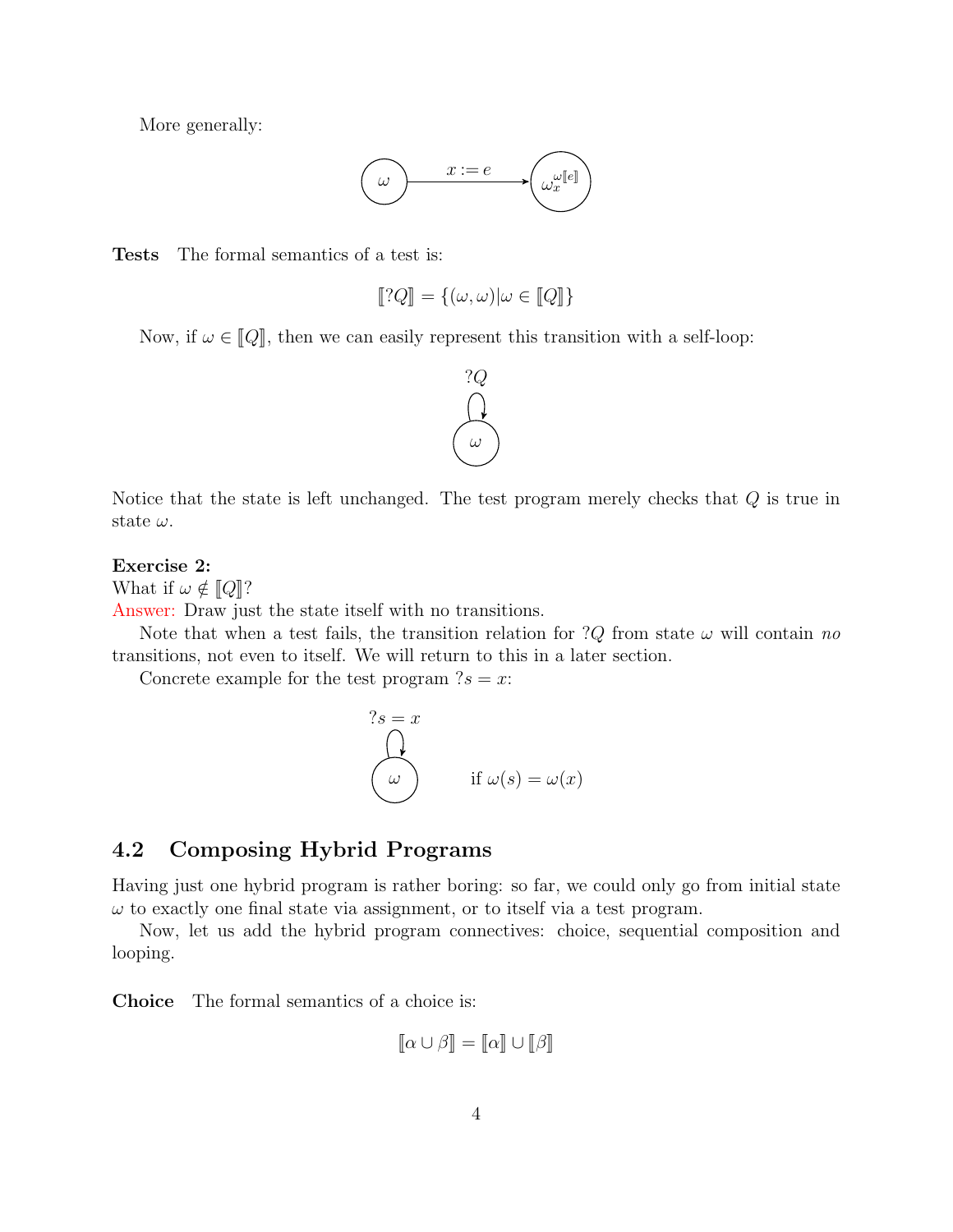More generally:

$$\omega \xrightarrow{x := e} \omega_x^{\omega[\![e]\!]}$$

**Tests** The formal semantics of a test is:

$$[\![?Q]\!] = \{(\omega, \omega) | \omega \in [\![Q]\!]\}$$

Now, if $\omega \in [\![Q]\!]$, then we can easily represent this transition with a self-loop:

$$\omega \circlearrowleft ?Q$$

Notice that the state is left unchanged. The test program merely checks that $Q$ is true in state $\omega$.

**Exercise 2:**
What if $\omega \notin [\![Q]\!]$?
Answer: Draw just the state itself with no transitions.

Note that when a test fails, the transition relation for $?Q$ from state $\omega$ will contain *no* transitions, not even to itself. We will return to this in a later section.

Concrete example for the test program $?s = x$:

$$\omega \circlearrowleft ?s = x \qquad \text{if } \omega(s) = \omega(x)$$

## 4.2 Composing Hybrid Programs

Having just one hybrid program is rather boring: so far, we could only go from initial state $\omega$ to exactly one final state via assignment, or to itself via a test program.

Now, let us add the hybrid program connectives: choice, sequential composition and looping.

**Choice** The formal semantics of a choice is:

$$[\![\alpha \cup \beta]\!] = [\![\alpha]\!] \cup [\![\beta]\!]$$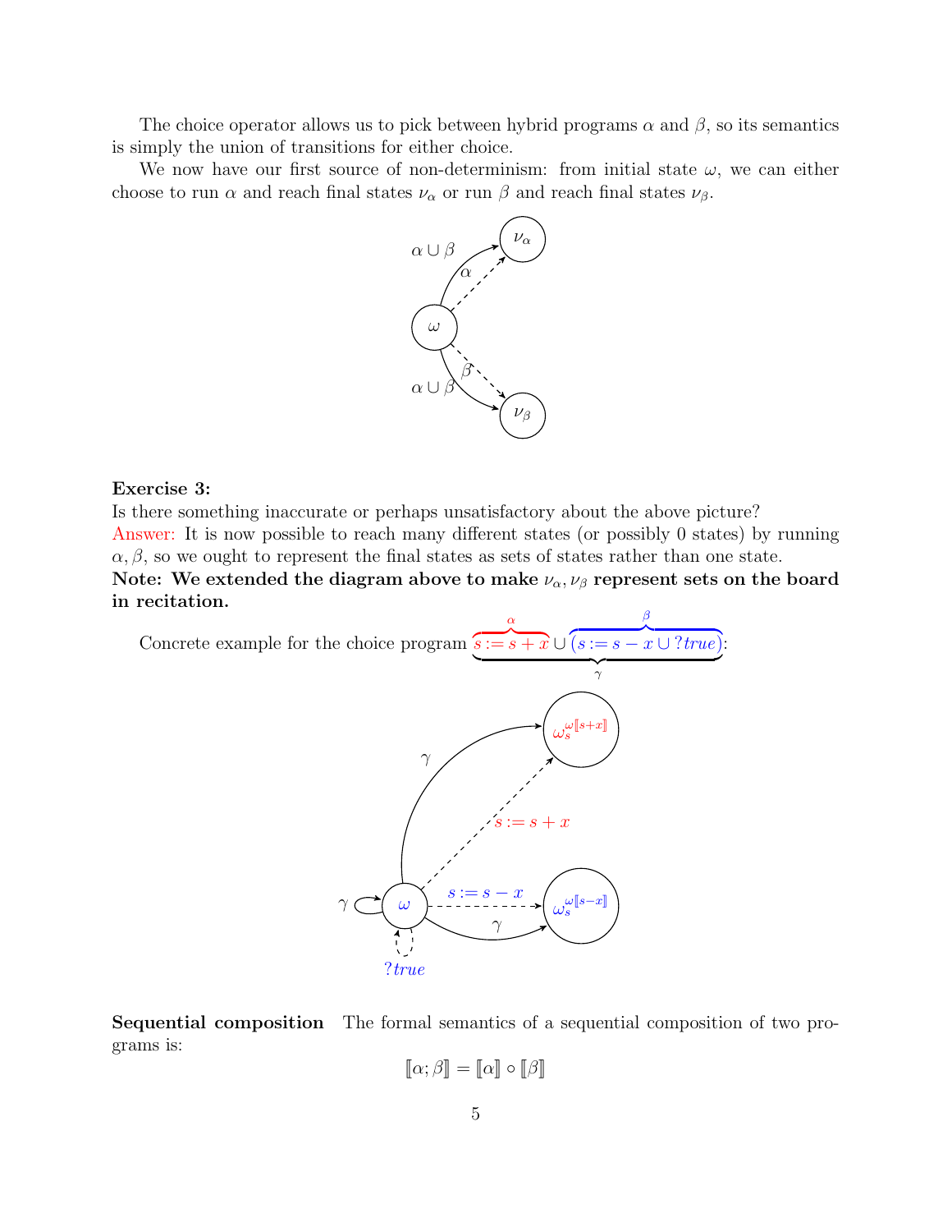The choice operator allows us to pick between hybrid programs $\alpha$ and $\beta$, so its semantics is simply the union of transitions for either choice.

We now have our first source of non-determinism: from initial state $\omega$, we can either choose to run $\alpha$ and reach final states $\nu_\alpha$ or run $\beta$ and reach final states $\nu_\beta$.

**Exercise 3:**
Is there something inaccurate or perhaps unsatisfactory about the above picture?
Answer: It is now possible to reach many different states (or possibly 0 states) by running $\alpha, \beta$, so we ought to represent the final states as sets of states rather than one state.
**Note: We extended the diagram above to make $\nu_\alpha, \nu_\beta$ represent sets on the board in recitation.**

Concrete example for the choice program $\underbrace{\overbrace{s := s + x}^{\alpha} \cup \overbrace{(s := s - x \cup ?true)}^{\beta}}_{\gamma}$:

**Sequential composition** The formal semantics of a sequential composition of two programs is:

$$[\![\alpha; \beta]\!] = [\![\alpha]\!] \circ [\![\beta]\!]$$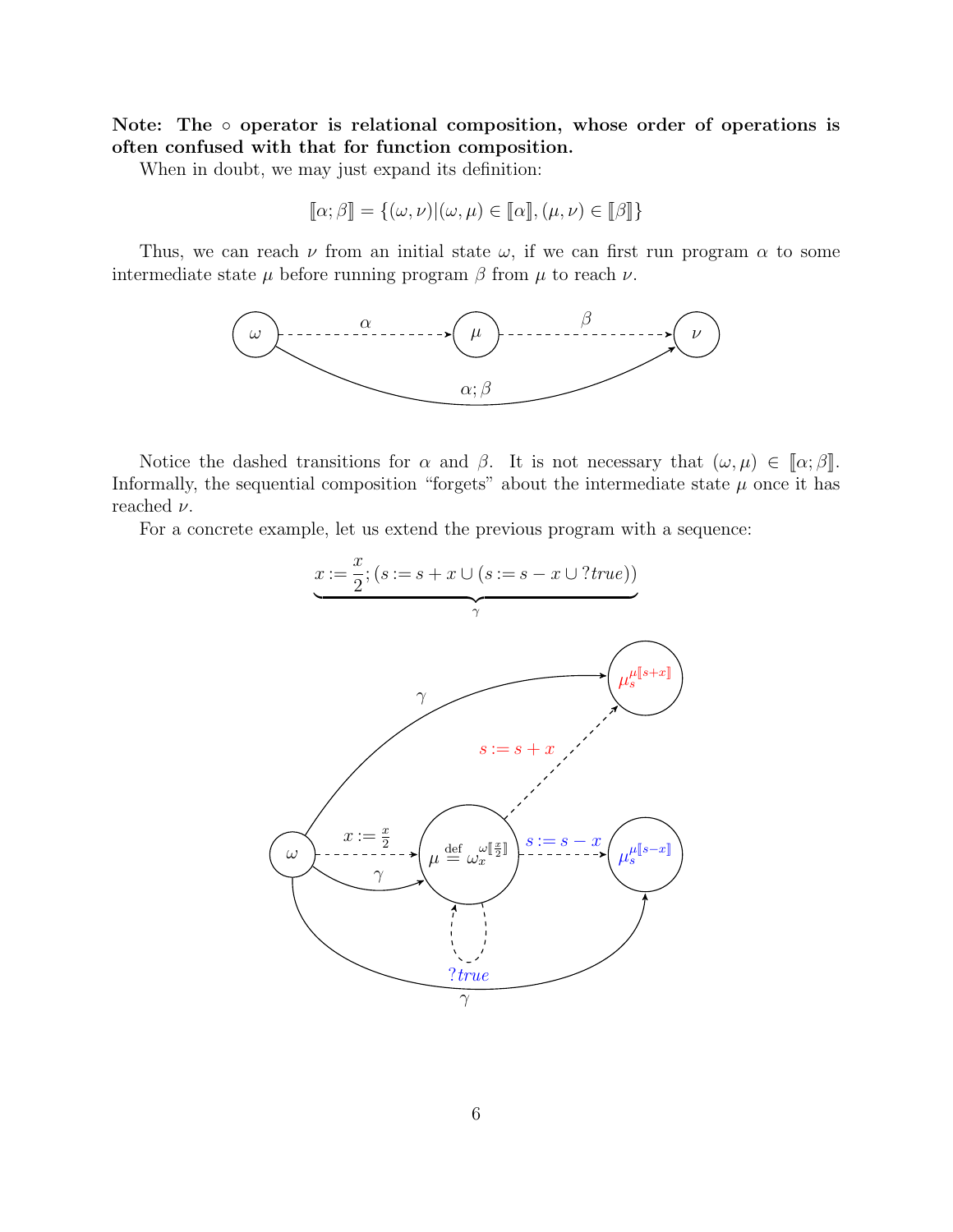**Note: The ∘ operator is relational composition, whose order of operations is often confused with that for function composition.**

When in doubt, we may just expand its definition:

$$[\![\alpha;\beta]\!] = \{(\omega,\nu) | (\omega,\mu) \in [\![\alpha]\!], (\mu,\nu) \in [\![\beta]\!]\}$$

Thus, we can reach $\nu$ from an initial state $\omega$, if we can first run program $\alpha$ to some intermediate state $\mu$ before running program $\beta$ from $\mu$ to reach $\nu$.

Notice the dashed transitions for $\alpha$ and $\beta$. It is not necessary that $(\omega,\mu) \in [\![\alpha;\beta]\!]$. Informally, the sequential composition "forgets" about the intermediate state $\mu$ once it has reached $\nu$.

For a concrete example, let us extend the previous program with a sequence:

$$\underbrace{x := \frac{x}{2}; (s := s + x \cup (s := s - x \cup ?true))}_{\gamma}$$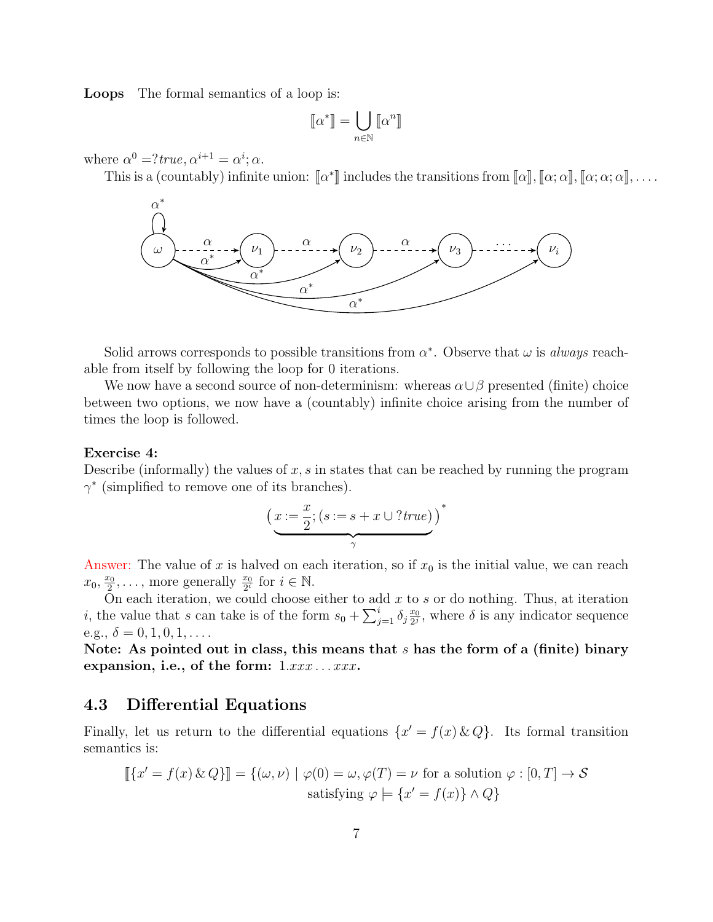**Loops** The formal semantics of a loop is:

$$[\![\alpha^*]\!] = \bigcup_{n \in \mathbb{N}} [\![\alpha^n]\!]$$

where $\alpha^0 = ?true, \alpha^{i+1} = \alpha^i; \alpha$.

This is a (countably) infinite union: $[\![\alpha^*]\!]$ includes the transitions from $[\![\alpha]\!], [\![\alpha;\alpha]\!], [\![\alpha;\alpha;\alpha]\!], \ldots$.

Solid arrows corresponds to possible transitions from $\alpha^*$. Observe that $\omega$ is *always* reachable from itself by following the loop for 0 iterations.

We now have a second source of non-determinism: whereas $\alpha \cup \beta$ presented (finite) choice between two options, we now have a (countably) infinite choice arising from the number of times the loop is followed.

**Exercise 4:**

Describe (informally) the values of $x, s$ in states that can be reached by running the program $\gamma^*$ (simplified to remove one of its branches).

$$\big(\underbrace{x := \frac{x}{2}; (s := s + x \cup ?true)}_{\gamma}\big)^*$$

Answer: The value of $x$ is halved on each iteration, so if $x_0$ is the initial value, we can reach $x_0, \frac{x_0}{2}, \ldots$, more generally $\frac{x_0}{2^i}$ for $i \in \mathbb{N}$.

On each iteration, we could choose either to add $x$ to $s$ or do nothing. Thus, at iteration $i$, the value that $s$ can take is of the form $s_0 + \sum_{j=1}^{i} \delta_j \frac{x_0}{2^j}$, where $\delta$ is any indicator sequence e.g., $\delta = 0, 1, 0, 1, \ldots$.

**Note: As pointed out in class, this means that $s$ has the form of a (finite) binary expansion, i.e., of the form: $1.xxx\ldots xxx$.**

## 4.3 Differential Equations

Finally, let us return to the differential equations $\{x' = f(x) \,\&\, Q\}$. Its formal transition semantics is:

$$[\![\{x' = f(x) \,\&\, Q\}]\!] = \{(\omega, \nu) \mid \varphi(0) = \omega, \varphi(T) = \nu \text{ for a solution } \varphi : [0, T] \to \mathcal{S} \text{ satisfying } \varphi \models \{x' = f(x)\} \wedge Q\}$$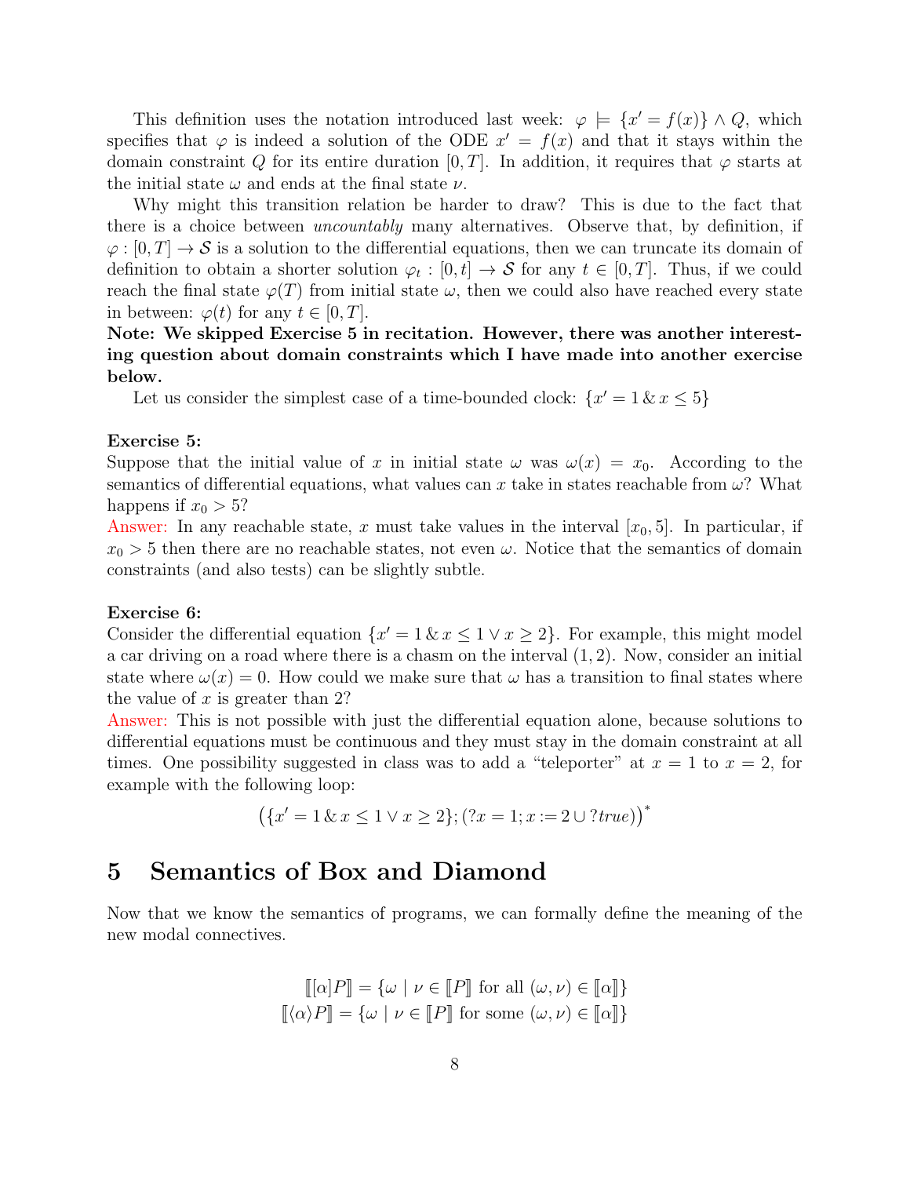This definition uses the notation introduced last week: $\varphi \models \{x' = f(x)\} \wedge Q$, which specifies that $\varphi$ is indeed a solution of the ODE $x' = f(x)$ and that it stays within the domain constraint $Q$ for its entire duration $[0, T]$. In addition, it requires that $\varphi$ starts at the initial state $\omega$ and ends at the final state $\nu$.

Why might this transition relation be harder to draw? This is due to the fact that there is a choice between *uncountably* many alternatives. Observe that, by definition, if $\varphi : [0, T] \to \mathcal{S}$ is a solution to the differential equations, then we can truncate its domain of definition to obtain a shorter solution $\varphi_t : [0, t] \to \mathcal{S}$ for any $t \in [0, T]$. Thus, if we could reach the final state $\varphi(T)$ from initial state $\omega$, then we could also have reached every state in between: $\varphi(t)$ for any $t \in [0, T]$.

**Note: We skipped Exercise 5 in recitation. However, there was another interesting question about domain constraints which I have made into another exercise below.**

Let us consider the simplest case of a time-bounded clock: $\{x' = 1 \,\&\, x \leq 5\}$

**Exercise 5:**
Suppose that the initial value of $x$ in initial state $\omega$ was $\omega(x) = x_0$. According to the semantics of differential equations, what values can $x$ take in states reachable from $\omega$? What happens if $x_0 > 5$?

Answer: In any reachable state, $x$ must take values in the interval $[x_0, 5]$. In particular, if $x_0 > 5$ then there are no reachable states, not even $\omega$. Notice that the semantics of domain constraints (and also tests) can be slightly subtle.

**Exercise 6:**
Consider the differential equation $\{x' = 1 \,\&\, x \leq 1 \vee x \geq 2\}$. For example, this might model a car driving on a road where there is a chasm on the interval $(1, 2)$. Now, consider an initial state where $\omega(x) = 0$. How could we make sure that $\omega$ has a transition to final states where the value of $x$ is greater than 2?

Answer: This is not possible with just the differential equation alone, because solutions to differential equations must be continuous and they must stay in the domain constraint at all times. One possibility suggested in class was to add a "teleporter" at $x = 1$ to $x = 2$, for example with the following loop:

$$\left(\{x' = 1 \,\&\, x \leq 1 \vee x \geq 2\}; (?x = 1; x := 2 \cup ?\mathit{true})\right)^*$$

# 5 Semantics of Box and Diamond

Now that we know the semantics of programs, we can formally define the meaning of the new modal connectives.

$$[\![ [\alpha]P ]\!] = \{\omega \mid \nu \in [\![P]\!] \text{ for all } (\omega, \nu) \in [\![\alpha]\!]\}$$
$$[\![ \langle\alpha\rangle P ]\!] = \{\omega \mid \nu \in [\![P]\!] \text{ for some } (\omega, \nu) \in [\![\alpha]\!]\}$$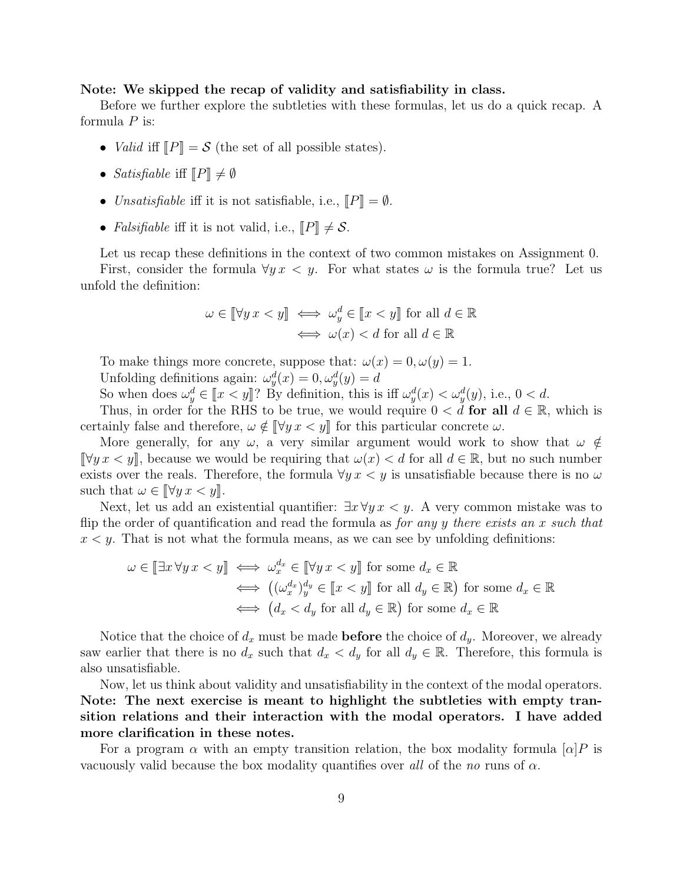**Note: We skipped the recap of validity and satisfiability in class.**

Before we further explore the subtleties with these formulas, let us do a quick recap. A formula $P$ is:

- *Valid* iff $[\![P]\!] = \mathcal{S}$ (the set of all possible states).
- *Satisfiable* iff $[\![P]\!] \neq \emptyset$
- *Unsatisfiable* iff it is not satisfiable, i.e., $[\![P]\!] = \emptyset$.
- *Falsifiable* iff it is not valid, i.e., $[\![P]\!] \neq \mathcal{S}$.

Let us recap these definitions in the context of two common mistakes on Assignment 0.

First, consider the formula $\forall y\, x < y$. For what states $\omega$ is the formula true? Let us unfold the definition:

$$\begin{aligned}
\omega \in [\![\forall y\, x < y]\!] &\iff \omega_y^d \in [\![x < y]\!] \text{ for all } d \in \mathbb{R} \\
&\iff \omega(x) < d \text{ for all } d \in \mathbb{R}
\end{aligned}$$

To make things more concrete, suppose that: $\omega(x) = 0, \omega(y) = 1$.

Unfolding definitions again: $\omega_y^d(x) = 0, \omega_y^d(y) = d$

So when does $\omega_y^d \in [\![x < y]\!]$? By definition, this is iff $\omega_y^d(x) < \omega_y^d(y)$, i.e., $0 < d$.

Thus, in order for the RHS to be true, we would require $0 < d$ **for all** $d \in \mathbb{R}$, which is certainly false and therefore, $\omega \notin [\![\forall y\, x < y]\!]$ for this particular concrete $\omega$.

More generally, for any $\omega$, a very similar argument would work to show that $\omega \notin [\![\forall y\, x < y]\!]$, because we would be requiring that $\omega(x) < d$ for all $d \in \mathbb{R}$, but no such number exists over the reals. Therefore, the formula $\forall y\, x < y$ is unsatisfiable because there is no $\omega$ such that $\omega \in [\![\forall y\, x < y]\!]$.

Next, let us add an existential quantifier: $\exists x\, \forall y\, x < y$. A very common mistake was to flip the order of quantification and read the formula as *for any $y$ there exists an $x$ such that $x < y$*. That is not what the formula means, as we can see by unfolding definitions:

$$\begin{aligned}
\omega \in [\![\exists x\, \forall y\, x < y]\!] &\iff \omega_x^{d_x} \in [\![\forall y\, x < y]\!] \text{ for some } d_x \in \mathbb{R} \\
&\iff \big((\omega_x^{d_x})_y^{d_y} \in [\![x < y]\!] \text{ for all } d_y \in \mathbb{R}\big) \text{ for some } d_x \in \mathbb{R} \\
&\iff \big(d_x < d_y \text{ for all } d_y \in \mathbb{R}\big) \text{ for some } d_x \in \mathbb{R}
\end{aligned}$$

Notice that the choice of $d_x$ must be made **before** the choice of $d_y$. Moreover, we already saw earlier that there is no $d_x$ such that $d_x < d_y$ for all $d_y \in \mathbb{R}$. Therefore, this formula is also unsatisfiable.

Now, let us think about validity and unsatisfiability in the context of the modal operators. **Note: The next exercise is meant to highlight the subtleties with empty transition relations and their interaction with the modal operators. I have added more clarification in these notes.**

For a program $\alpha$ with an empty transition relation, the box modality formula $[\alpha]P$ is vacuously valid because the box modality quantifies over *all* of the *no* runs of $\alpha$.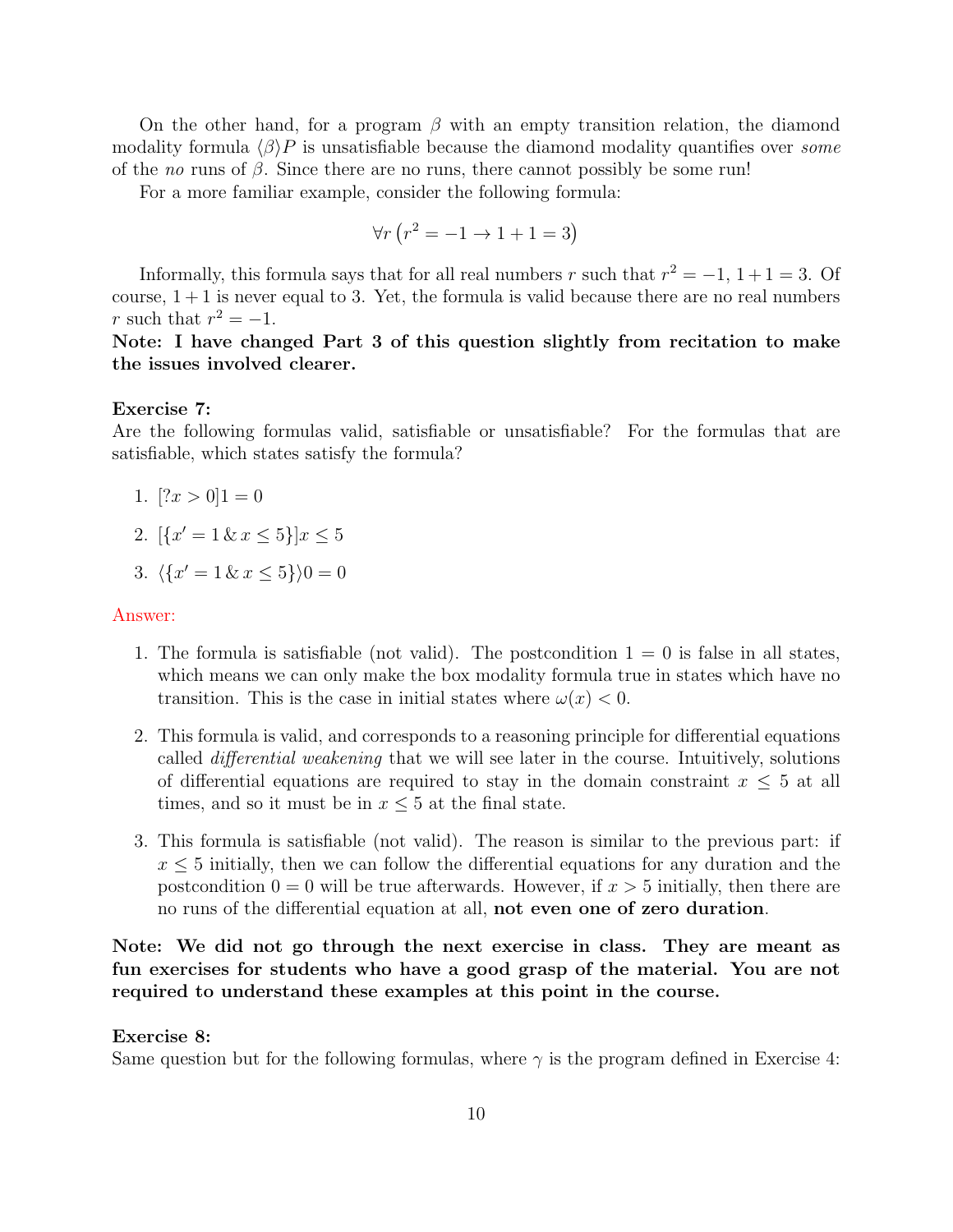On the other hand, for a program $\beta$ with an empty transition relation, the diamond modality formula $\langle\beta\rangle P$ is unsatisfiable because the diamond modality quantifies over *some* of the *no* runs of $\beta$. Since there are no runs, there cannot possibly be some run!

For a more familiar example, consider the following formula:

$$\forall r \left(r^2 = -1 \rightarrow 1 + 1 = 3\right)$$

Informally, this formula says that for all real numbers $r$ such that $r^2 = -1$, $1+1 = 3$. Of course, $1+1$ is never equal to 3. Yet, the formula is valid because there are no real numbers $r$ such that $r^2 = -1$.

**Note: I have changed Part 3 of this question slightly from recitation to make the issues involved clearer.**

**Exercise 7:**
Are the following formulas valid, satisfiable or unsatisfiable? For the formulas that are satisfiable, which states satisfy the formula?

1. $[?x > 0]1 = 0$
2. $[\{x' = 1 \,\&\, x \leq 5\}]x \leq 5$
3. $\langle\{x' = 1 \,\&\, x \leq 5\}\rangle 0 = 0$

Answer:

1. The formula is satisfiable (not valid). The postcondition $1 = 0$ is false in all states, which means we can only make the box modality formula true in states which have no transition. This is the case in initial states where $\omega(x) < 0$.
2. This formula is valid, and corresponds to a reasoning principle for differential equations called *differential weakening* that we will see later in the course. Intuitively, solutions of differential equations are required to stay in the domain constraint $x \leq 5$ at all times, and so it must be in $x \leq 5$ at the final state.
3. This formula is satisfiable (not valid). The reason is similar to the previous part: if $x \leq 5$ initially, then we can follow the differential equations for any duration and the postcondition $0 = 0$ will be true afterwards. However, if $x > 5$ initially, then there are no runs of the differential equation at all, **not even one of zero duration**.

**Note: We did not go through the next exercise in class. They are meant as fun exercises for students who have a good grasp of the material. You are not required to understand these examples at this point in the course.**

**Exercise 8:**
Same question but for the following formulas, where $\gamma$ is the program defined in Exercise 4: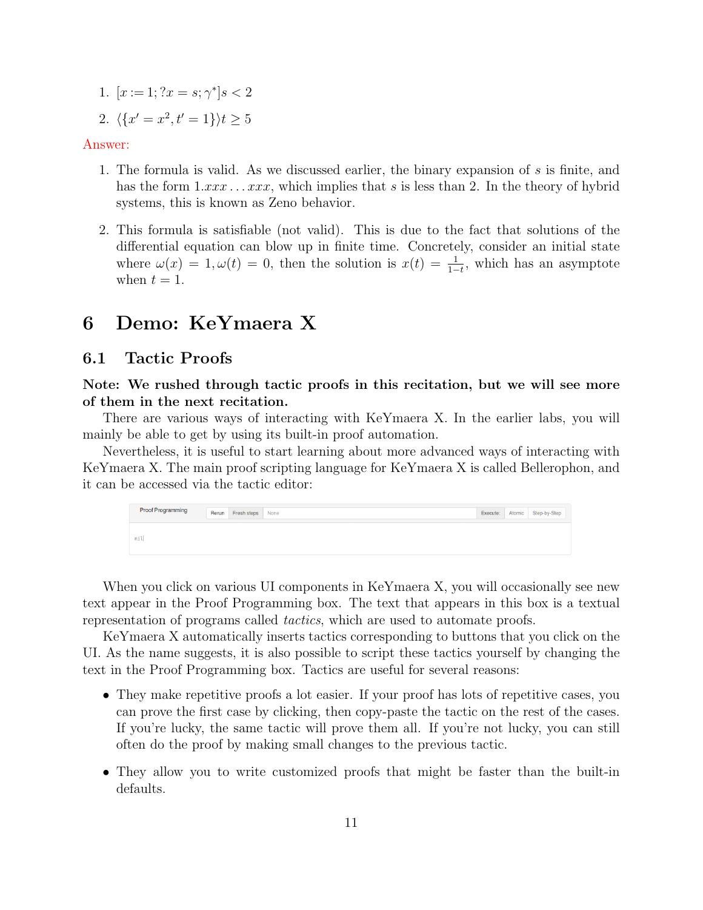1. $[x := 1; ?x = s; \gamma^*]s < 2$
2. $\langle \{x' = x^2, t' = 1\} \rangle t \geq 5$

Answer:

1. The formula is valid. As we discussed earlier, the binary expansion of $s$ is finite, and has the form $1.xxx \ldots xxx$, which implies that $s$ is less than 2. In the theory of hybrid systems, this is known as Zeno behavior.

2. This formula is satisfiable (not valid). This is due to the fact that solutions of the differential equation can blow up in finite time. Concretely, consider an initial state where $\omega(x) = 1, \omega(t) = 0$, then the solution is $x(t) = \frac{1}{1-t}$, which has an asymptote when $t = 1$.

# 6 Demo: KeYmaera X

## 6.1 Tactic Proofs

**Note: We rushed through tactic proofs in this recitation, but we will see more of them in the next recitation.**

There are various ways of interacting with KeYmaera X. In the earlier labs, you will mainly be able to get by using its built-in proof automation.

Nevertheless, it is useful to start learning about more advanced ways of interacting with KeYmaera X. The main proof scripting language for KeYmaera X is called Bellerophon, and it can be accessed via the tactic editor:

| Proof Programming | Rerun | Fresh steps | None | Execute: | Atomic | Step-by-Step |
|---|---|---|---|---|---|---|

```
nil
```

When you click on various UI components in KeYmaera X, you will occasionally see new text appear in the Proof Programming box. The text that appears in this box is a textual representation of programs called *tactics*, which are used to automate proofs.

KeYmaera X automatically inserts tactics corresponding to buttons that you click on the UI. As the name suggests, it is also possible to script these tactics yourself by changing the text in the Proof Programming box. Tactics are useful for several reasons:

- They make repetitive proofs a lot easier. If your proof has lots of repetitive cases, you can prove the first case by clicking, then copy-paste the tactic on the rest of the cases. If you're lucky, the same tactic will prove them all. If you're not lucky, you can still often do the proof by making small changes to the previous tactic.

- They allow you to write customized proofs that might be faster than the built-in defaults.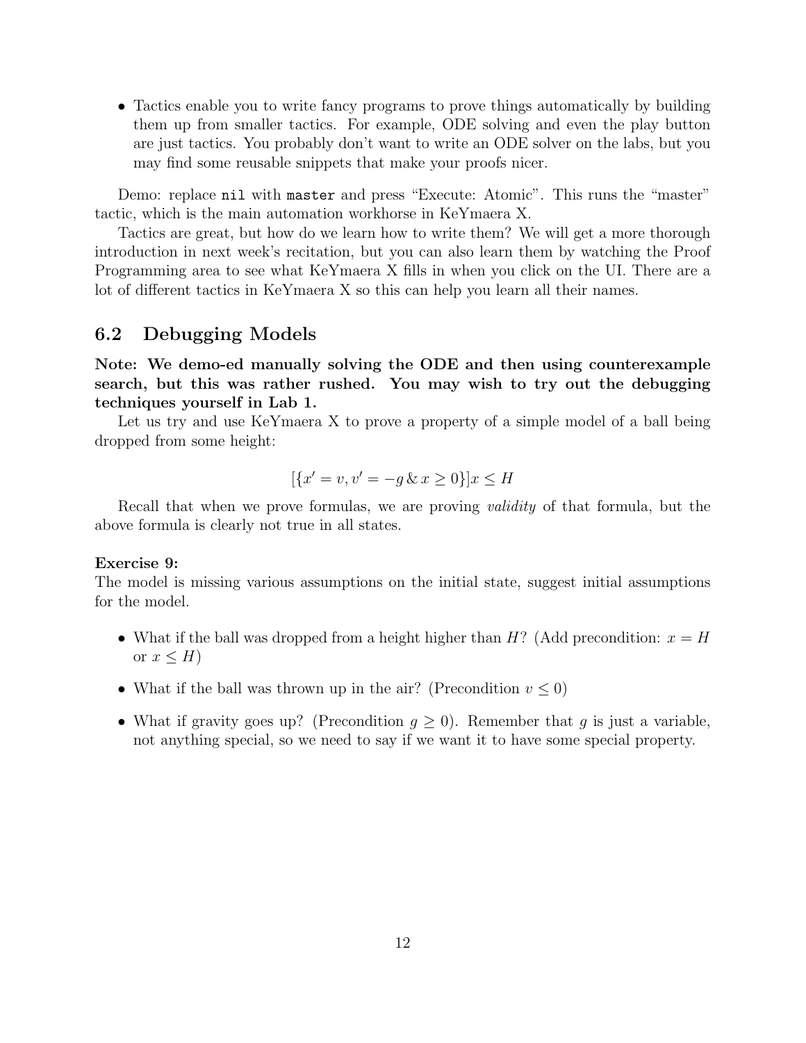- Tactics enable you to write fancy programs to prove things automatically by building them up from smaller tactics. For example, ODE solving and even the play button are just tactics. You probably don't want to write an ODE solver on the labs, but you may find some reusable snippets that make your proofs nicer.

Demo: replace `nil` with `master` and press "Execute: Atomic". This runs the "master" tactic, which is the main automation workhorse in KeYmaera X.

Tactics are great, but how do we learn how to write them? We will get a more thorough introduction in next week's recitation, but you can also learn them by watching the Proof Programming area to see what KeYmaera X fills in when you click on the UI. There are a lot of different tactics in KeYmaera X so this can help you learn all their names.

## 6.2 Debugging Models

**Note: We demo-ed manually solving the ODE and then using counterexample search, but this was rather rushed. You may wish to try out the debugging techniques yourself in Lab 1.**

Let us try and use KeYmaera X to prove a property of a simple model of a ball being dropped from some height:

$$[\{x' = v, v' = -g \,\&\, x \geq 0\}]x \leq H$$

Recall that when we prove formulas, we are proving *validity* of that formula, but the above formula is clearly not true in all states.

**Exercise 9:**
The model is missing various assumptions on the initial state, suggest initial assumptions for the model.

- What if the ball was dropped from a height higher than $H$? (Add precondition: $x = H$ or $x \leq H$)
- What if the ball was thrown up in the air? (Precondition $v \leq 0$)
- What if gravity goes up? (Precondition $g \geq 0$). Remember that $g$ is just a variable, not anything special, so we need to say if we want it to have some special property.